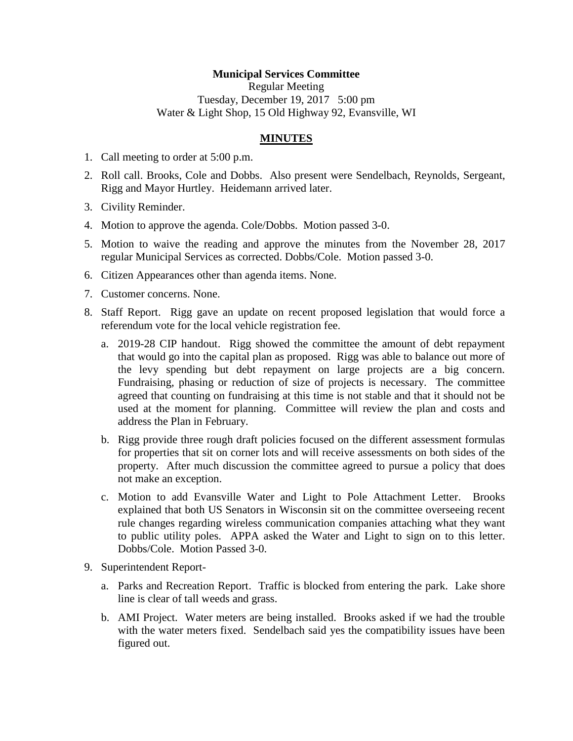**Municipal Services Committee**

Regular Meeting

Tuesday, December 19, 2017 5:00 pm

Water & Light Shop, 15 Old Highway 92, Evansville, WI

## MINUTES

1. Call meeting to order at 5:00 p.m.
2. Roll call. Brooks, Cole and Dobbs. Also present were Sendelbach, Reynolds, Sergeant, Rigg and Mayor Hurtley. Heidemann arrived later.
3. Civility Reminder.
4. Motion to approve the agenda. Cole/Dobbs. Motion passed 3-0.
5. Motion to waive the reading and approve the minutes from the November 28, 2017 regular Municipal Services as corrected. Dobbs/Cole. Motion passed 3-0.
6. Citizen Appearances other than agenda items. None.
7. Customer concerns. None.
8. Staff Report. Rigg gave an update on recent proposed legislation that would force a referendum vote for the local vehicle registration fee.
   a. 2019-28 CIP handout. Rigg showed the committee the amount of debt repayment that would go into the capital plan as proposed. Rigg was able to balance out more of the levy spending but debt repayment on large projects are a big concern. Fundraising, phasing or reduction of size of projects is necessary. The committee agreed that counting on fundraising at this time is not stable and that it should not be used at the moment for planning. Committee will review the plan and costs and address the Plan in February.
   b. Rigg provide three rough draft policies focused on the different assessment formulas for properties that sit on corner lots and will receive assessments on both sides of the property. After much discussion the committee agreed to pursue a policy that does not make an exception.
   c. Motion to add Evansville Water and Light to Pole Attachment Letter. Brooks explained that both US Senators in Wisconsin sit on the committee overseeing recent rule changes regarding wireless communication companies attaching what they want to public utility poles. APPA asked the Water and Light to sign on to this letter. Dobbs/Cole. Motion Passed 3-0.
9. Superintendent Report-
   a. Parks and Recreation Report. Traffic is blocked from entering the park. Lake shore line is clear of tall weeds and grass.
   b. AMI Project. Water meters are being installed. Brooks asked if we had the trouble with the water meters fixed. Sendelbach said yes the compatibility issues have been figured out.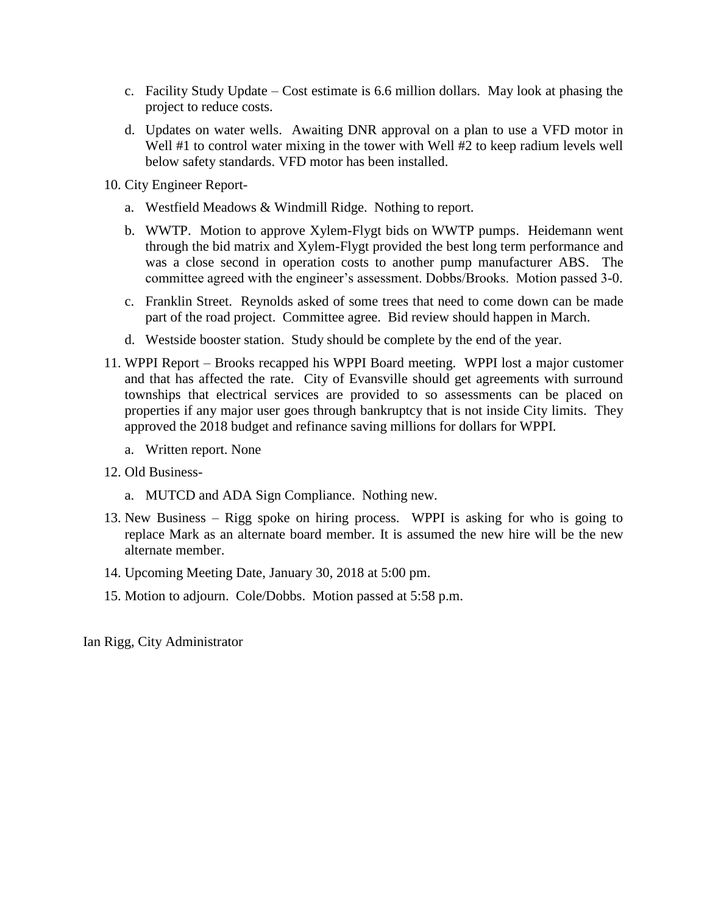c. Facility Study Update – Cost estimate is 6.6 million dollars. May look at phasing the project to reduce costs.

d. Updates on water wells. Awaiting DNR approval on a plan to use a VFD motor in Well #1 to control water mixing in the tower with Well #2 to keep radium levels well below safety standards. VFD motor has been installed.

10. City Engineer Report-

    a. Westfield Meadows & Windmill Ridge. Nothing to report.

    b. WWTP. Motion to approve Xylem-Flygt bids on WWTP pumps. Heidemann went through the bid matrix and Xylem-Flygt provided the best long term performance and was a close second in operation costs to another pump manufacturer ABS. The committee agreed with the engineer's assessment. Dobbs/Brooks. Motion passed 3-0.

    c. Franklin Street. Reynolds asked of some trees that need to come down can be made part of the road project. Committee agree. Bid review should happen in March.

    d. Westside booster station. Study should be complete by the end of the year.

11. WPPI Report – Brooks recapped his WPPI Board meeting. WPPI lost a major customer and that has affected the rate. City of Evansville should get agreements with surround townships that electrical services are provided to so assessments can be placed on properties if any major user goes through bankruptcy that is not inside City limits. They approved the 2018 budget and refinance saving millions for dollars for WPPI.

    a. Written report. None

12. Old Business-

    a. MUTCD and ADA Sign Compliance. Nothing new.

13. New Business – Rigg spoke on hiring process. WPPI is asking for who is going to replace Mark as an alternate board member. It is assumed the new hire will be the new alternate member.

14. Upcoming Meeting Date, January 30, 2018 at 5:00 pm.

15. Motion to adjourn. Cole/Dobbs. Motion passed at 5:58 p.m.

Ian Rigg, City Administrator